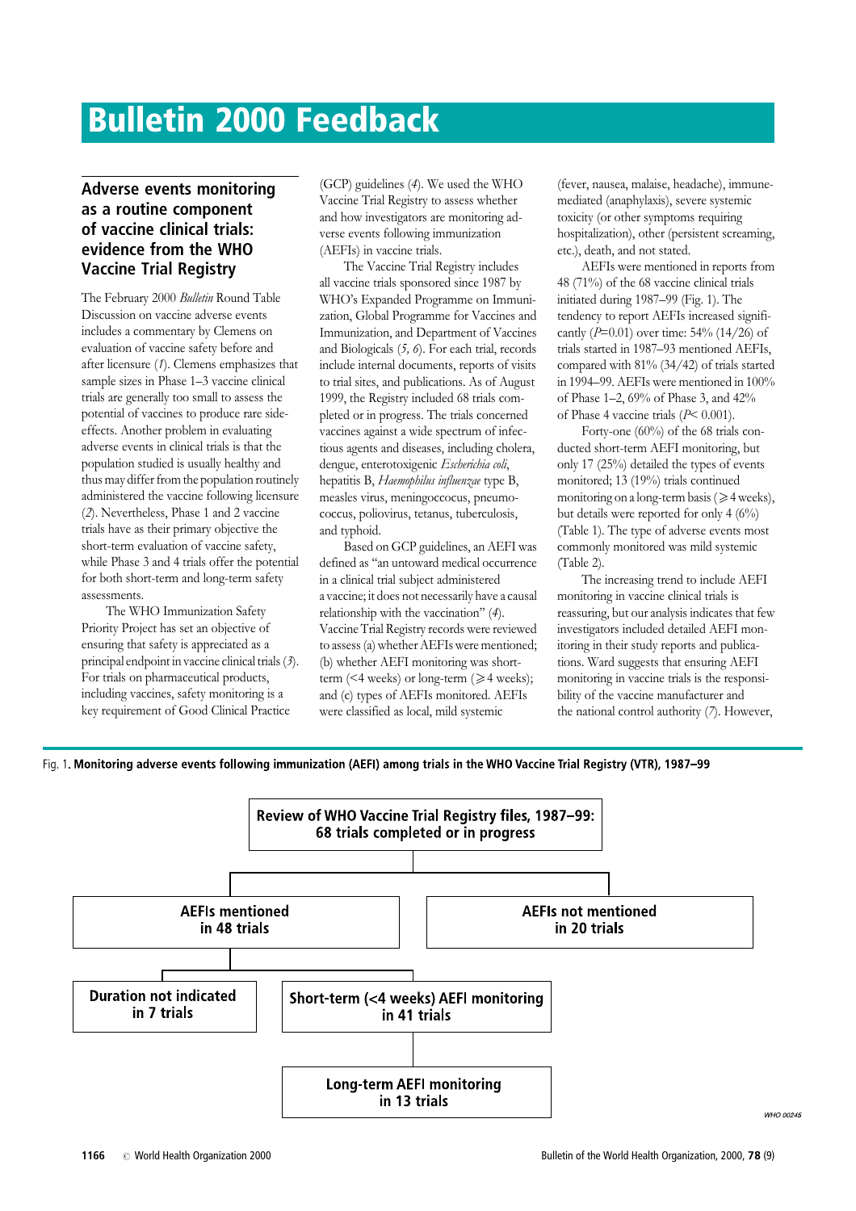# Bulletin 2000 Feedback

## Adverse events monitoring as a routine component of vaccine clinical trials: evidence from the WHO Vaccine Trial Registry

The February 2000 *Bulletin* Round Table Discussion on vaccine adverse events includes a commentary by Clemens on evaluation of vaccine safety before and after licensure (*1*). Clemens emphasizes that sample sizes in Phase 1–3 vaccine clinical trials are generally too small to assess the potential of vaccines to produce rare side-effects. Another problem in evaluating adverse events in clinical trials is that the population studied is usually healthy and thus may differ from the population routinely administered the vaccine following licensure (*2*). Nevertheless, Phase 1 and 2 vaccine trials have as their primary objective the short-term evaluation of vaccine safety, while Phase 3 and 4 trials offer the potential for both short-term and long-term safety assessments.

The WHO Immunization Safety Priority Project has set an objective of ensuring that safety is appreciated as a principal endpoint in vaccine clinical trials (*3*). For trials on pharmaceutical products, including vaccines, safety monitoring is a key requirement of Good Clinical Practice (GCP) guidelines (*4*). We used the WHO Vaccine Trial Registry to assess whether and how investigators are monitoring adverse events following immunization (AEFIs) in vaccine trials.

The Vaccine Trial Registry includes all vaccine trials sponsored since 1987 by WHO's Expanded Programme on Immunization, Global Programme for Vaccines and Immunization, and Department of Vaccines and Biologicals (*5, 6*). For each trial, records include internal documents, reports of visits to trial sites, and publications. As of August 1999, the Registry included 68 trials completed or in progress. The trials concerned vaccines against a wide spectrum of infectious agents and diseases, including cholera, dengue, enterotoxigenic *Escherichia coli*, hepatitis B, *Haemophilus influenzae* type B, measles virus, meningococcus, pneumococcus, poliovirus, tetanus, tuberculosis, and typhoid.

Based on GCP guidelines, an AEFI was defined as "an untoward medical occurrence in a clinical trial subject administered a vaccine; it does not necessarily have a causal relationship with the vaccination" (*4*). Vaccine Trial Registry records were reviewed to assess (a) whether AEFIs were mentioned; (b) whether AEFI monitoring was short-term (<4 weeks) or long-term (≥4 weeks); and (c) types of AEFIs monitored. AEFIs were classified as local, mild systemic (fever, nausea, malaise, headache), immune-mediated (anaphylaxis), severe systemic toxicity (or other symptoms requiring hospitalization), other (persistent screaming, etc.), death, and not stated.

AEFIs were mentioned in reports from 48 (71%) of the 68 vaccine clinical trials initiated during 1987–99 (Fig. 1). The tendency to report AEFIs increased significantly ($P=0.01$) over time: 54% (14/26) of trials started in 1987–93 mentioned AEFIs, compared with 81% (34/42) of trials started in 1994–99. AEFIs were mentioned in 100% of Phase 1–2, 69% of Phase 3, and 42% of Phase 4 vaccine trials ($P< 0.001$).

Forty-one (60%) of the 68 trials conducted short-term AEFI monitoring, but only 17 (25%) detailed the types of events monitored; 13 (19%) trials continued monitoring on a long-term basis (≥4 weeks), but details were reported for only 4 (6%) (Table 1). The type of adverse events most commonly monitored was mild systemic (Table 2).

The increasing trend to include AEFI monitoring in vaccine clinical trials is reassuring, but our analysis indicates that few investigators included detailed AEFI monitoring in their study reports and publications. Ward suggests that ensuring AEFI monitoring in vaccine trials is the responsibility of the vaccine manufacturer and the national control authority (*7*). However,

Fig. 1. **Monitoring adverse events following immunization (AEFI) among trials in the WHO Vaccine Trial Registry (VTR), 1987–99**

- Review of WHO Vaccine Trial Registry files, 1987–99: 68 trials completed or in progress
  - AEFIs mentioned in 48 trials
    - Duration not indicated in 7 trials
    - Short-term (<4 weeks) AEFI monitoring in 41 trials
      - Long-term AEFI monitoring in 13 trials
  - AEFIs not mentioned in 20 trials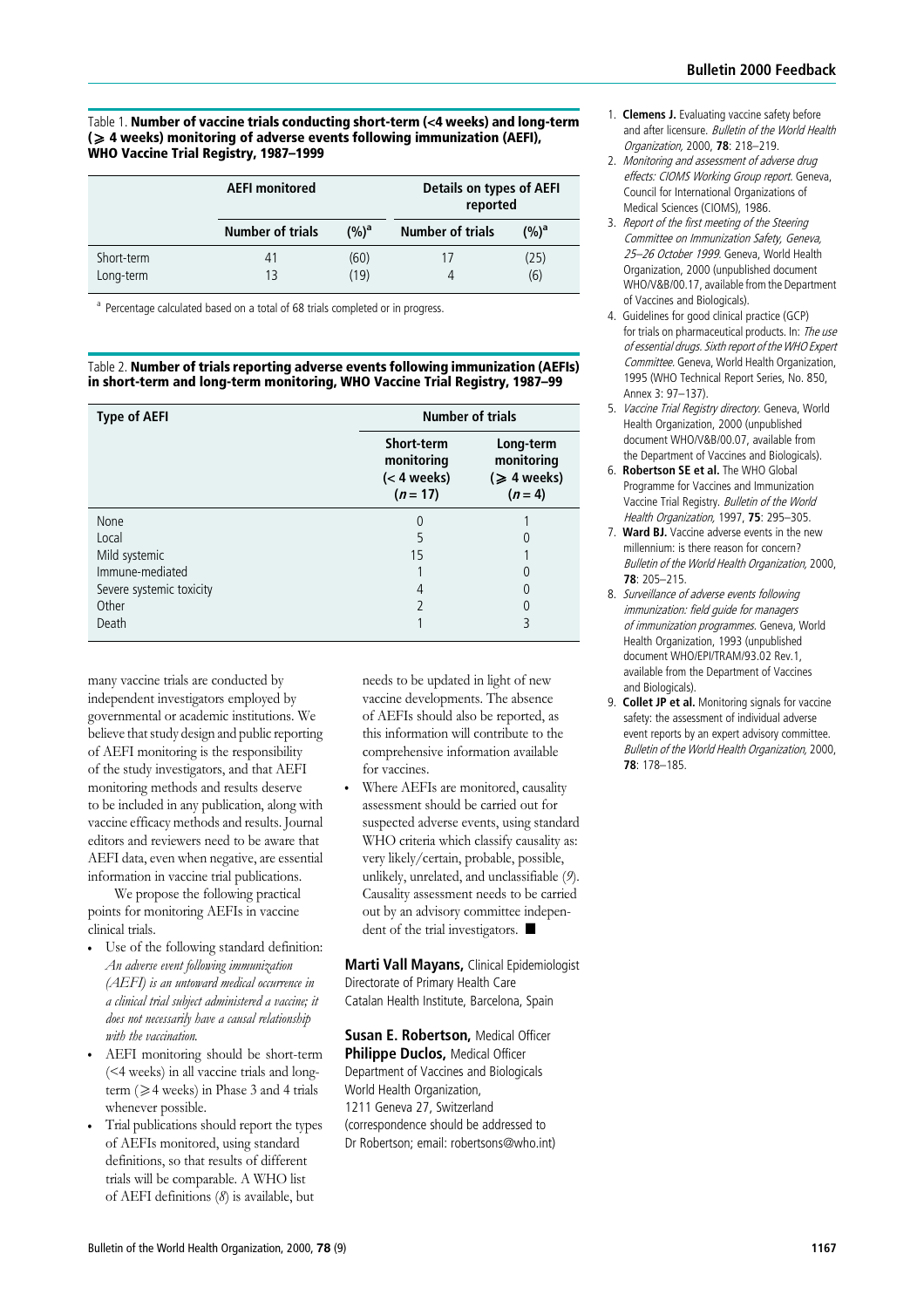Table 1. **Number of vaccine trials conducting short-term (<4 weeks) and long-term (≥ 4 weeks) monitoring of adverse events following immunization (AEFI), WHO Vaccine Trial Registry, 1987–1999**

| | AEFI monitored | | Details on types of AEFI reported | |
|---|---|---|---|---|
| | Number of trials | (%)[a] | Number of trials | (%)[a] |
| Short-term | 41 | (60) | 17 | (25) |
| Long-term | 13 | (19) | 4 | (6) |

[a] Percentage calculated based on a total of 68 trials completed or in progress.

Table 2. **Number of trials reporting adverse events following immunization (AEFIs) in short-term and long-term monitoring, WHO Vaccine Trial Registry, 1987–99**

| Type of AEFI | Number of trials | |
|---|---|---|
| | Short-term monitoring (< 4 weeks) (*n* = 17) | Long-term monitoring (≥ 4 weeks) (*n* = 4) |
| None | 0 | 1 |
| Local | 5 | 0 |
| Mild systemic | 15 | 1 |
| Immune-mediated | 1 | 0 |
| Severe systemic toxicity | 4 | 0 |
| Other | 2 | 0 |
| Death | 1 | 3 |

many vaccine trials are conducted by independent investigators employed by governmental or academic institutions. We believe that study design and public reporting of AEFI monitoring is the responsibility of the study investigators, and that AEFI monitoring methods and results deserve to be included in any publication, along with vaccine efficacy methods and results. Journal editors and reviewers need to be aware that AEFI data, even when negative, are essential information in vaccine trial publications.

We propose the following practical points for monitoring AEFIs in vaccine clinical trials.

- Use of the following standard definition: *An adverse event following immunization (AEFI) is an untoward medical occurrence in a clinical trial subject administered a vaccine; it does not necessarily have a causal relationship with the vaccination.*
- AEFI monitoring should be short-term (<4 weeks) in all vaccine trials and long-term (≥4 weeks) in Phase 3 and 4 trials whenever possible.
- Trial publications should report the types of AEFIs monitored, using standard definitions, so that results of different trials will be comparable. A WHO list of AEFI definitions (*8*) is available, but needs to be updated in light of new vaccine developments. The absence of AEFIs should also be reported, as this information will contribute to the comprehensive information available for vaccines.
- Where AEFIs are monitored, causality assessment should be carried out for suspected adverse events, using standard WHO criteria which classify causality as: very likely/certain, probable, possible, unlikely, unrelated, and unclassifiable (*9*). Causality assessment needs to be carried out by an advisory committee independent of the trial investigators. ■

**Marti Vall Mayans,** Clinical Epidemiologist
Directorate of Primary Health Care
Catalan Health Institute, Barcelona, Spain

**Susan E. Robertson,** Medical Officer
**Philippe Duclos,** Medical Officer
Department of Vaccines and Biologicals
World Health Organization,
1211 Geneva 27, Switzerland
(correspondence should be addressed to Dr Robertson; email: robertsons@who.int)

1. **Clemens J.** Evaluating vaccine safety before and after licensure. *Bulletin of the World Health Organization,* 2000, **78**: 218–219.
2. *Monitoring and assessment of adverse drug effects: CIOMS Working Group report.* Geneva, Council for International Organizations of Medical Sciences (CIOMS), 1986.
3. *Report of the first meeting of the Steering Committee on Immunization Safety, Geneva, 25–26 October 1999.* Geneva, World Health Organization, 2000 (unpublished document WHO/V&B/00.17, available from the Department of Vaccines and Biologicals).
4. Guidelines for good clinical practice (GCP) for trials on pharmaceutical products. In: *The use of essential drugs. Sixth report of the WHO Expert Committee.* Geneva, World Health Organization, 1995 (WHO Technical Report Series, No. 850, Annex 3: 97–137).
5. *Vaccine Trial Registry directory.* Geneva, World Health Organization, 2000 (unpublished document WHO/V&B/00.07, available from the Department of Vaccines and Biologicals).
6. **Robertson SE et al.** The WHO Global Programme for Vaccines and Immunization Vaccine Trial Registry. *Bulletin of the World Health Organization,* 1997, **75**: 295–305.
7. **Ward BJ.** Vaccine adverse events in the new millennium: is there reason for concern? *Bulletin of the World Health Organization,* 2000, **78**: 205–215.
8. *Surveillance of adverse events following immunization: field guide for managers of immunization programmes.* Geneva, World Health Organization, 1993 (unpublished document WHO/EPI/TRAM/93.02 Rev.1, available from the Department of Vaccines and Biologicals).
9. **Collet JP et al.** Monitoring signals for vaccine safety: the assessment of individual adverse event reports by an expert advisory committee. *Bulletin of the World Health Organization,* 2000, **78**: 178–185.